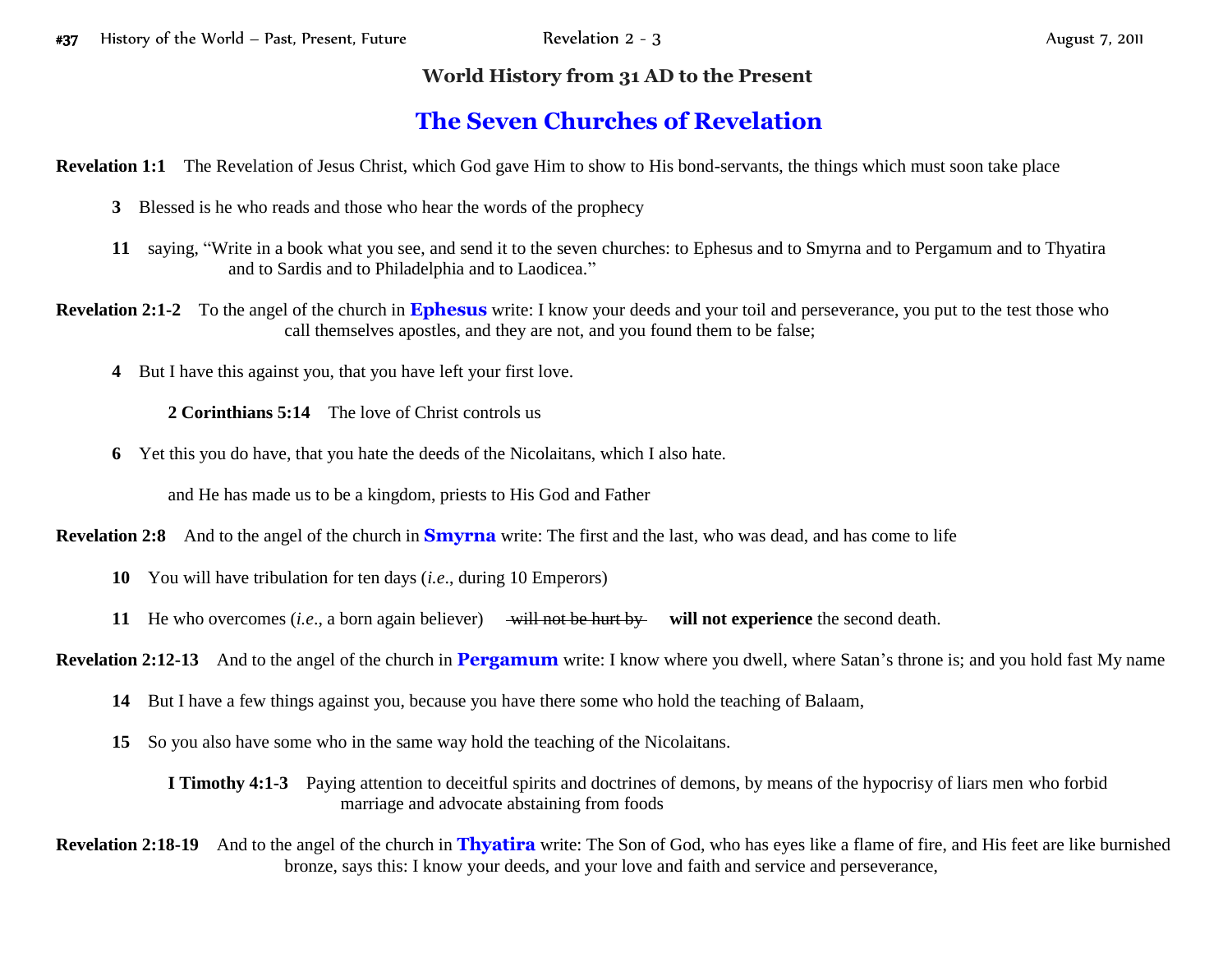## World History from 31 AD to the Present

# The Seven Churches of Revelation

**Revelation 1:1** The Revelation of Jesus Christ, which God gave Him to show to His bond-servants, the things which must soon take place

**3** Blessed is he who reads and those who hear the words of the prophecy

**11** saying, "Write in a book what you see, and send it to the seven churches: to Ephesus and to Smyrna and to Pergamum and to Thyatira and to Sardis and to Philadelphia and to Laodicea."

**Revelation 2:1-2** To the angel of the church in **Ephesus** write: I know your deeds and your toil and perseverance, you put to the test those who call themselves apostles, and they are not, and you found them to be false;

**4** But I have this against you, that you have left your first love.

**2 Corinthians 5:14** The love of Christ controls us

**6** Yet this you do have, that you hate the deeds of the Nicolaitans, which I also hate.

and He has made us to be a kingdom, priests to His God and Father

**Revelation 2:8** And to the angel of the church in **Smyrna** write: The first and the last, who was dead, and has come to life

**10** You will have tribulation for ten days (*i.e*., during 10 Emperors)

**11** He who overcomes (*i.e*., a born again believer) ~~will not be hurt by~~ **will not experience** the second death.

**Revelation 2:12-13** And to the angel of the church in **Pergamum** write: I know where you dwell, where Satan's throne is; and you hold fast My name

**14** But I have a few things against you, because you have there some who hold the teaching of Balaam,

**15** So you also have some who in the same way hold the teaching of the Nicolaitans.

**I Timothy 4:1-3** Paying attention to deceitful spirits and doctrines of demons, by means of the hypocrisy of liars men who forbid marriage and advocate abstaining from foods

**Revelation 2:18-19** And to the angel of the church in **Thyatira** write: The Son of God, who has eyes like a flame of fire, and His feet are like burnished bronze, says this: I know your deeds, and your love and faith and service and perseverance,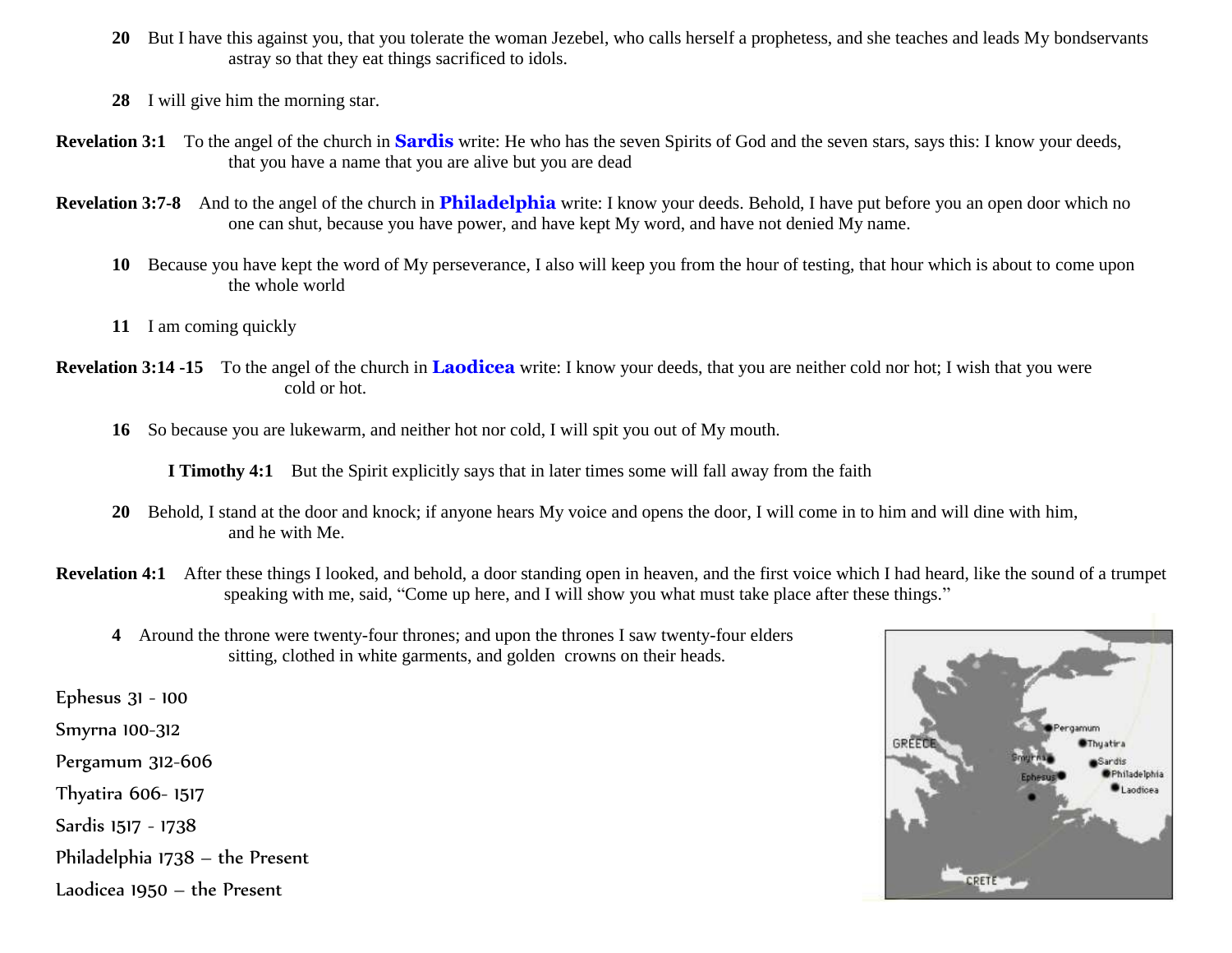**20** But I have this against you, that you tolerate the woman Jezebel, who calls herself a prophetess, and she teaches and leads My bondservants astray so that they eat things sacrificed to idols.

**28** I will give him the morning star.

**Revelation 3:1** To the angel of the church in **Sardis** write: He who has the seven Spirits of God and the seven stars, says this: I know your deeds, that you have a name that you are alive but you are dead

**Revelation 3:7-8** And to the angel of the church in **Philadelphia** write: I know your deeds. Behold, I have put before you an open door which no one can shut, because you have power, and have kept My word, and have not denied My name.

**10** Because you have kept the word of My perseverance, I also will keep you from the hour of testing, that hour which is about to come upon the whole world

**11** I am coming quickly

**Revelation 3:14 -15** To the angel of the church in **Laodicea** write: I know your deeds, that you are neither cold nor hot; I wish that you were cold or hot.

**16** So because you are lukewarm, and neither hot nor cold, I will spit you out of My mouth.

**I Timothy 4:1** But the Spirit explicitly says that in later times some will fall away from the faith

**20** Behold, I stand at the door and knock; if anyone hears My voice and opens the door, I will come in to him and will dine with him, and he with Me.

**Revelation 4:1** After these things I looked, and behold, a door standing open in heaven, and the first voice which I had heard, like the sound of a trumpet speaking with me, said, "Come up here, and I will show you what must take place after these things."

**4** Around the throne were twenty-four thrones; and upon the thrones I saw twenty-four elders sitting, clothed in white garments, and golden crowns on their heads.

Ephesus 31 - 100

Smyrna 100-312

Pergamum 312-606

Thyatira 606- 1517

Sardis 1517 - 1738

Philadelphia 1738 – the Present

Laodicea 1950 – the Present

GREECE
Pergamum
Thyatira
Smyrna
Sardis
Ephesus
Philadelphia
Laodicea
CRETE